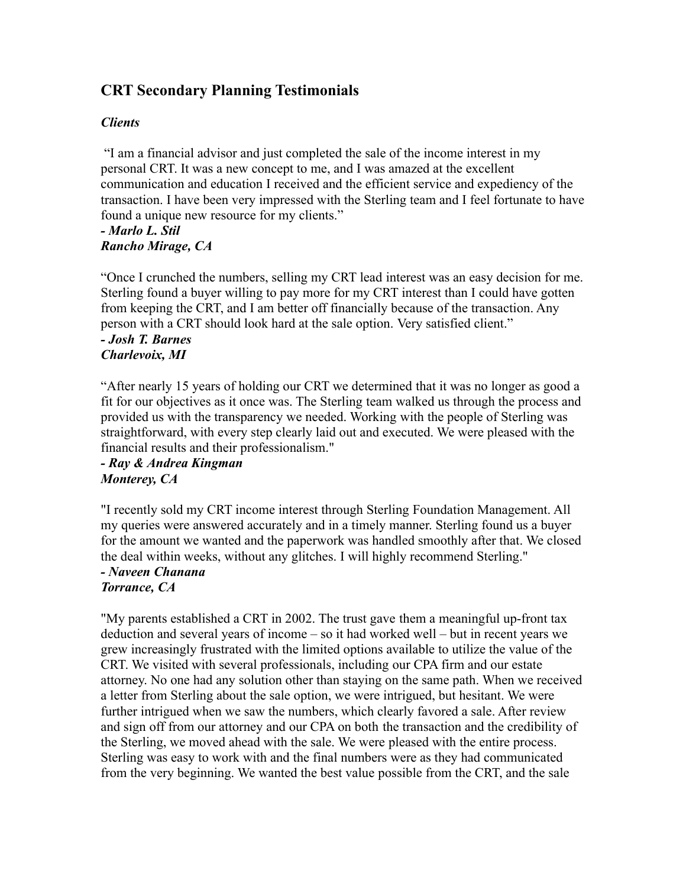## CRT Secondary Planning Testimonials

***Clients***

"I am a financial advisor and just completed the sale of the income interest in my personal CRT. It was a new concept to me, and I was amazed at the excellent communication and education I received and the efficient service and expediency of the transaction. I have been very impressed with the Sterling team and I feel fortunate to have found a unique new resource for my clients."

***- Marlo L. Stil***
***Rancho Mirage, CA***

"Once I crunched the numbers, selling my CRT lead interest was an easy decision for me. Sterling found a buyer willing to pay more for my CRT interest than I could have gotten from keeping the CRT, and I am better off financially because of the transaction. Any person with a CRT should look hard at the sale option. Very satisfied client."

***- Josh T. Barnes***
***Charlevoix, MI***

"After nearly 15 years of holding our CRT we determined that it was no longer as good a fit for our objectives as it once was. The Sterling team walked us through the process and provided us with the transparency we needed. Working with the people of Sterling was straightforward, with every step clearly laid out and executed. We were pleased with the financial results and their professionalism."

***- Ray & Andrea Kingman***
***Monterey, CA***

"I recently sold my CRT income interest through Sterling Foundation Management. All my queries were answered accurately and in a timely manner. Sterling found us a buyer for the amount we wanted and the paperwork was handled smoothly after that. We closed the deal within weeks, without any glitches. I will highly recommend Sterling."

***- Naveen Chanana***
***Torrance, CA***

"My parents established a CRT in 2002. The trust gave them a meaningful up-front tax deduction and several years of income – so it had worked well – but in recent years we grew increasingly frustrated with the limited options available to utilize the value of the CRT. We visited with several professionals, including our CPA firm and our estate attorney. No one had any solution other than staying on the same path. When we received a letter from Sterling about the sale option, we were intrigued, but hesitant. We were further intrigued when we saw the numbers, which clearly favored a sale. After review and sign off from our attorney and our CPA on both the transaction and the credibility of the Sterling, we moved ahead with the sale. We were pleased with the entire process. Sterling was easy to work with and the final numbers were as they had communicated from the very beginning. We wanted the best value possible from the CRT, and the sale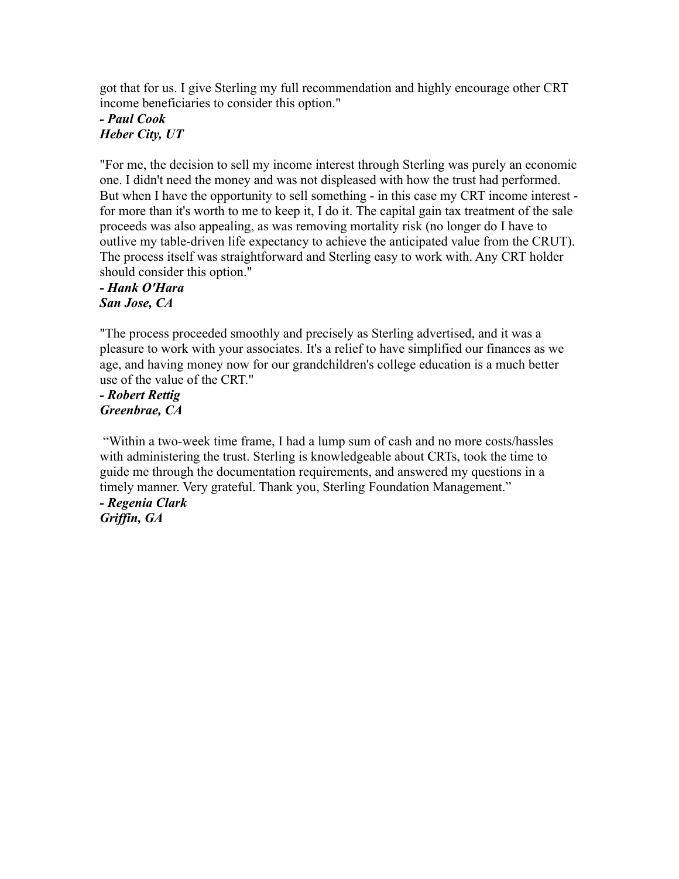got that for us. I give Sterling my full recommendation and highly encourage other CRT income beneficiaries to consider this option."

***- Paul Cook***
***Heber City, UT***

"For me, the decision to sell my income interest through Sterling was purely an economic one. I didn't need the money and was not displeased with how the trust had performed. But when I have the opportunity to sell something - in this case my CRT income interest - for more than it's worth to me to keep it, I do it. The capital gain tax treatment of the sale proceeds was also appealing, as was removing mortality risk (no longer do I have to outlive my table-driven life expectancy to achieve the anticipated value from the CRUT). The process itself was straightforward and Sterling easy to work with. Any CRT holder should consider this option."

***- Hank O'Hara***
***San Jose, CA***

"The process proceeded smoothly and precisely as Sterling advertised, and it was a pleasure to work with your associates. It's a relief to have simplified our finances as we age, and having money now for our grandchildren's college education is a much better use of the value of the CRT."

***- Robert Rettig***
***Greenbrae, CA***

"Within a two-week time frame, I had a lump sum of cash and no more costs/hassles with administering the trust. Sterling is knowledgeable about CRTs, took the time to guide me through the documentation requirements, and answered my questions in a timely manner. Very grateful. Thank you, Sterling Foundation Management."

***- Regenia Clark***
***Griffin, GA***